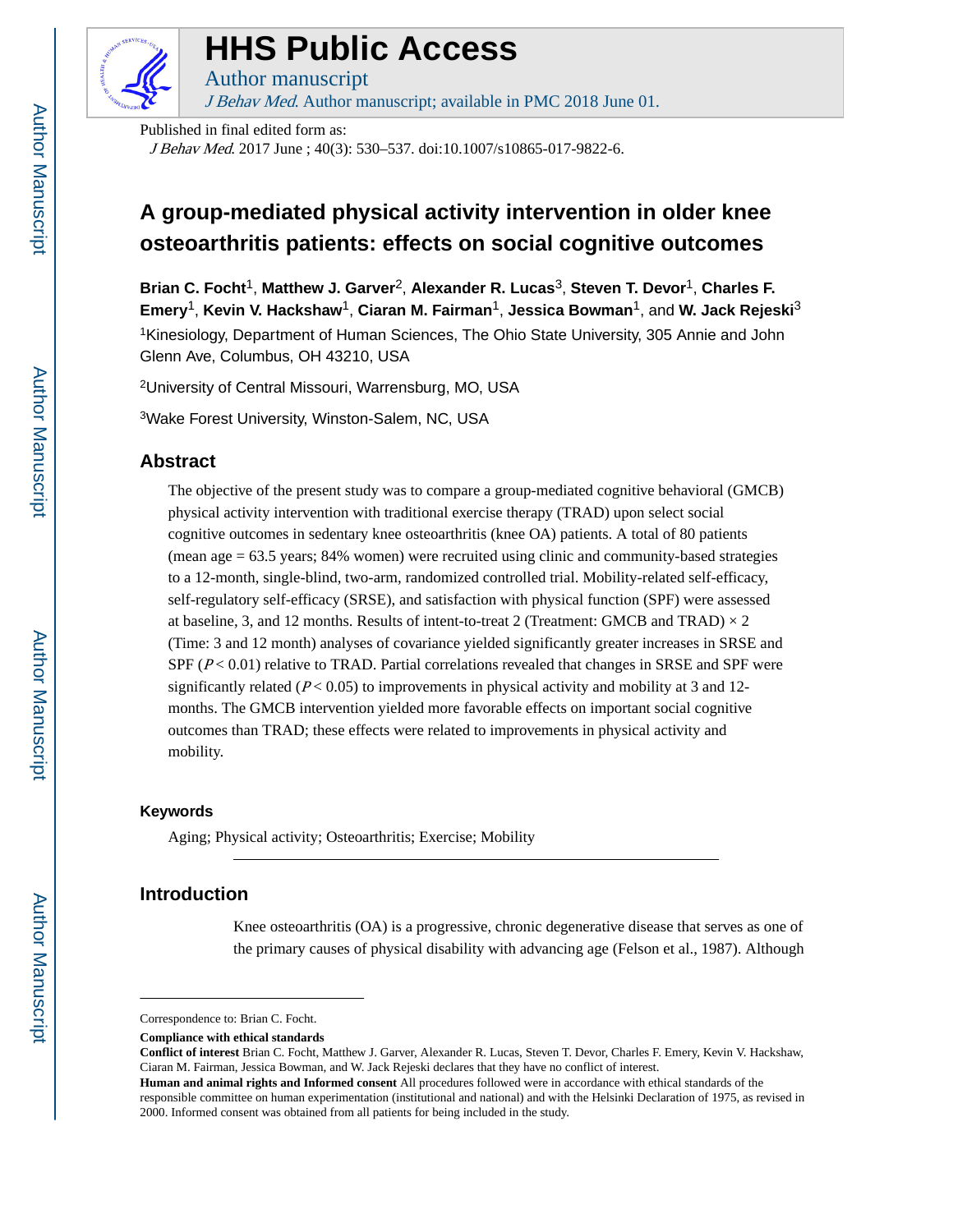# HHS Public Access

Author manuscript

*J Behav Med*. Author manuscript; available in PMC 2018 June 01.

Published in final edited form as:

*J Behav Med*. 2017 June ; 40(3): 530–537. doi:10.1007/s10865-017-9822-6.

## A group-mediated physical activity intervention in older knee osteoarthritis patients: effects on social cognitive outcomes

**Brian C. Focht**[1], **Matthew J. Garver**[2], **Alexander R. Lucas**[3], **Steven T. Devor**[1], **Charles F. Emery**[1], **Kevin V. Hackshaw**[1], **Ciaran M. Fairman**[1], **Jessica Bowman**[1], and **W. Jack Rejeski**[3]

[1]Kinesiology, Department of Human Sciences, The Ohio State University, 305 Annie and John Glenn Ave, Columbus, OH 43210, USA

[2]University of Central Missouri, Warrensburg, MO, USA

[3]Wake Forest University, Winston-Salem, NC, USA

### Abstract

The objective of the present study was to compare a group-mediated cognitive behavioral (GMCB) physical activity intervention with traditional exercise therapy (TRAD) upon select social cognitive outcomes in sedentary knee osteoarthritis (knee OA) patients. A total of 80 patients (mean age = 63.5 years; 84% women) were recruited using clinic and community-based strategies to a 12-month, single-blind, two-arm, randomized controlled trial. Mobility-related self-efficacy, self-regulatory self-efficacy (SRSE), and satisfaction with physical function (SPF) were assessed at baseline, 3, and 12 months. Results of intent-to-treat 2 (Treatment: GMCB and TRAD) × 2 (Time: 3 and 12 month) analyses of covariance yielded significantly greater increases in SRSE and SPF ($P < 0.01$) relative to TRAD. Partial correlations revealed that changes in SRSE and SPF were significantly related ($P < 0.05$) to improvements in physical activity and mobility at 3 and 12-months. The GMCB intervention yielded more favorable effects on important social cognitive outcomes than TRAD; these effects were related to improvements in physical activity and mobility.

### Keywords

Aging; Physical activity; Osteoarthritis; Exercise; Mobility

### Introduction

Knee osteoarthritis (OA) is a progressive, chronic degenerative disease that serves as one of the primary causes of physical disability with advancing age (Felson et al., 1987). Although

Correspondence to: Brian C. Focht.

**Compliance with ethical standards**

**Conflict of interest** Brian C. Focht, Matthew J. Garver, Alexander R. Lucas, Steven T. Devor, Charles F. Emery, Kevin V. Hackshaw, Ciaran M. Fairman, Jessica Bowman, and W. Jack Rejeski declares that they have no conflict of interest.

**Human and animal rights and Informed consent** All procedures followed were in accordance with ethical standards of the responsible committee on human experimentation (institutional and national) and with the Helsinki Declaration of 1975, as revised in 2000. Informed consent was obtained from all patients for being included in the study.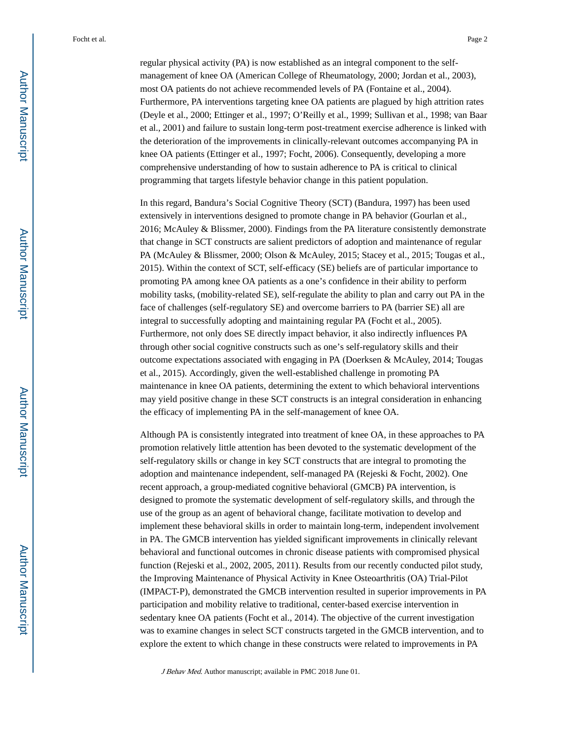regular physical activity (PA) is now established as an integral component to the self-management of knee OA (American College of Rheumatology, 2000; Jordan et al., 2003), most OA patients do not achieve recommended levels of PA (Fontaine et al., 2004). Furthermore, PA interventions targeting knee OA patients are plagued by high attrition rates (Deyle et al., 2000; Ettinger et al., 1997; O'Reilly et al., 1999; Sullivan et al., 1998; van Baar et al., 2001) and failure to sustain long-term post-treatment exercise adherence is linked with the deterioration of the improvements in clinically-relevant outcomes accompanying PA in knee OA patients (Ettinger et al., 1997; Focht, 2006). Consequently, developing a more comprehensive understanding of how to sustain adherence to PA is critical to clinical programming that targets lifestyle behavior change in this patient population.

In this regard, Bandura's Social Cognitive Theory (SCT) (Bandura, 1997) has been used extensively in interventions designed to promote change in PA behavior (Gourlan et al., 2016; McAuley & Blissmer, 2000). Findings from the PA literature consistently demonstrate that change in SCT constructs are salient predictors of adoption and maintenance of regular PA (McAuley & Blissmer, 2000; Olson & McAuley, 2015; Stacey et al., 2015; Tougas et al., 2015). Within the context of SCT, self-efficacy (SE) beliefs are of particular importance to promoting PA among knee OA patients as a one's confidence in their ability to perform mobility tasks, (mobility-related SE), self-regulate the ability to plan and carry out PA in the face of challenges (self-regulatory SE) and overcome barriers to PA (barrier SE) all are integral to successfully adopting and maintaining regular PA (Focht et al., 2005). Furthermore, not only does SE directly impact behavior, it also indirectly influences PA through other social cognitive constructs such as one's self-regulatory skills and their outcome expectations associated with engaging in PA (Doerksen & McAuley, 2014; Tougas et al., 2015). Accordingly, given the well-established challenge in promoting PA maintenance in knee OA patients, determining the extent to which behavioral interventions may yield positive change in these SCT constructs is an integral consideration in enhancing the efficacy of implementing PA in the self-management of knee OA.

Although PA is consistently integrated into treatment of knee OA, in these approaches to PA promotion relatively little attention has been devoted to the systematic development of the self-regulatory skills or change in key SCT constructs that are integral to promoting the adoption and maintenance independent, self-managed PA (Rejeski & Focht, 2002). One recent approach, a group-mediated cognitive behavioral (GMCB) PA intervention, is designed to promote the systematic development of self-regulatory skills, and through the use of the group as an agent of behavioral change, facilitate motivation to develop and implement these behavioral skills in order to maintain long-term, independent involvement in PA. The GMCB intervention has yielded significant improvements in clinically relevant behavioral and functional outcomes in chronic disease patients with compromised physical function (Rejeski et al., 2002, 2005, 2011). Results from our recently conducted pilot study, the Improving Maintenance of Physical Activity in Knee Osteoarthritis (OA) Trial-Pilot (IMPACT-P), demonstrated the GMCB intervention resulted in superior improvements in PA participation and mobility relative to traditional, center-based exercise intervention in sedentary knee OA patients (Focht et al., 2014). The objective of the current investigation was to examine changes in select SCT constructs targeted in the GMCB intervention, and to explore the extent to which change in these constructs were related to improvements in PA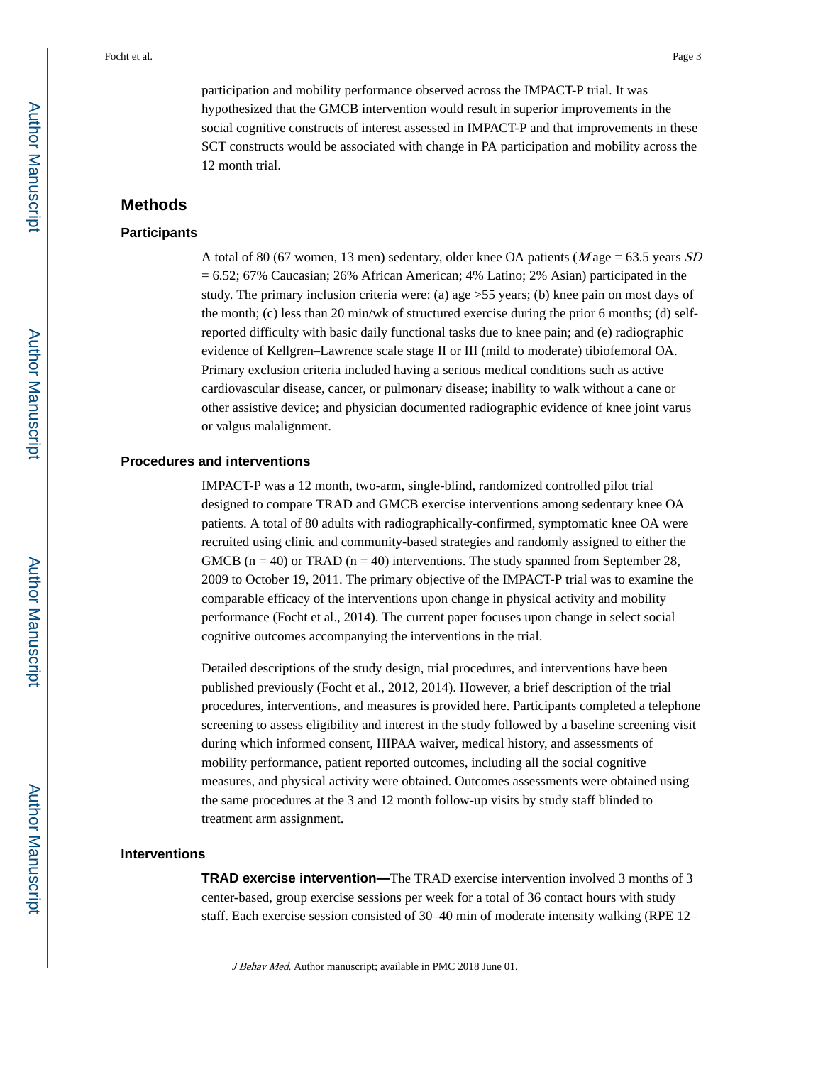participation and mobility performance observed across the IMPACT-P trial. It was hypothesized that the GMCB intervention would result in superior improvements in the social cognitive constructs of interest assessed in IMPACT-P and that improvements in these SCT constructs would be associated with change in PA participation and mobility across the 12 month trial.

## Methods

### Participants

A total of 80 (67 women, 13 men) sedentary, older knee OA patients (*M* age = 63.5 years *SD* = 6.52; 67% Caucasian; 26% African American; 4% Latino; 2% Asian) participated in the study. The primary inclusion criteria were: (a) age >55 years; (b) knee pain on most days of the month; (c) less than 20 min/wk of structured exercise during the prior 6 months; (d) self-reported difficulty with basic daily functional tasks due to knee pain; and (e) radiographic evidence of Kellgren–Lawrence scale stage II or III (mild to moderate) tibiofemoral OA. Primary exclusion criteria included having a serious medical conditions such as active cardiovascular disease, cancer, or pulmonary disease; inability to walk without a cane or other assistive device; and physician documented radiographic evidence of knee joint varus or valgus malalignment.

### Procedures and interventions

IMPACT-P was a 12 month, two-arm, single-blind, randomized controlled pilot trial designed to compare TRAD and GMCB exercise interventions among sedentary knee OA patients. A total of 80 adults with radiographically-confirmed, symptomatic knee OA were recruited using clinic and community-based strategies and randomly assigned to either the GMCB (n = 40) or TRAD (n = 40) interventions. The study spanned from September 28, 2009 to October 19, 2011. The primary objective of the IMPACT-P trial was to examine the comparable efficacy of the interventions upon change in physical activity and mobility performance (Focht et al., 2014). The current paper focuses upon change in select social cognitive outcomes accompanying the interventions in the trial.

Detailed descriptions of the study design, trial procedures, and interventions have been published previously (Focht et al., 2012, 2014). However, a brief description of the trial procedures, interventions, and measures is provided here. Participants completed a telephone screening to assess eligibility and interest in the study followed by a baseline screening visit during which informed consent, HIPAA waiver, medical history, and assessments of mobility performance, patient reported outcomes, including all the social cognitive measures, and physical activity were obtained. Outcomes assessments were obtained using the same procedures at the 3 and 12 month follow-up visits by study staff blinded to treatment arm assignment.

### Interventions

**TRAD exercise intervention—**The TRAD exercise intervention involved 3 months of 3 center-based, group exercise sessions per week for a total of 36 contact hours with study staff. Each exercise session consisted of 30–40 min of moderate intensity walking (RPE 12–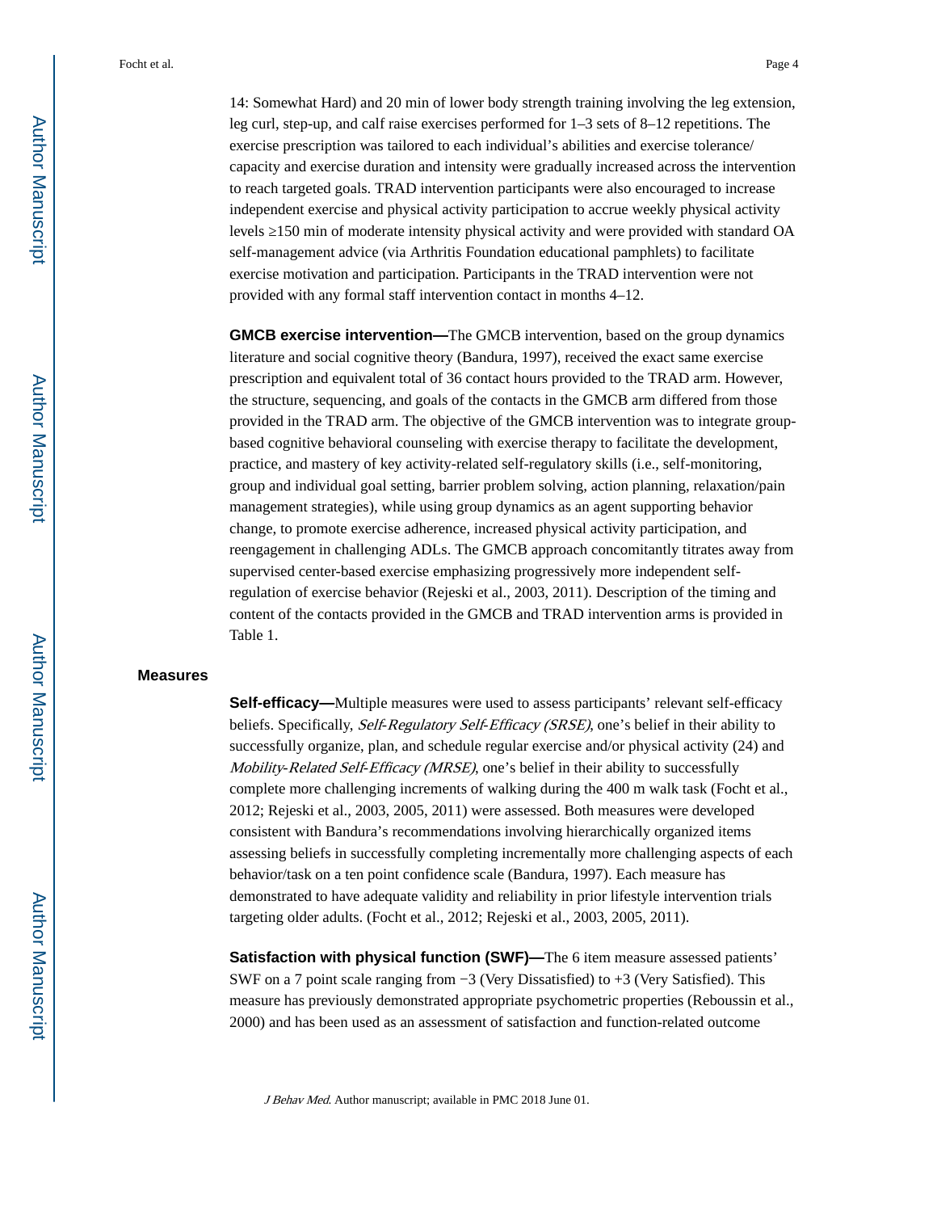14: Somewhat Hard) and 20 min of lower body strength training involving the leg extension, leg curl, step-up, and calf raise exercises performed for 1–3 sets of 8–12 repetitions. The exercise prescription was tailored to each individual's abilities and exercise tolerance/ capacity and exercise duration and intensity were gradually increased across the intervention to reach targeted goals. TRAD intervention participants were also encouraged to increase independent exercise and physical activity participation to accrue weekly physical activity levels ≥150 min of moderate intensity physical activity and were provided with standard OA self-management advice (via Arthritis Foundation educational pamphlets) to facilitate exercise motivation and participation. Participants in the TRAD intervention were not provided with any formal staff intervention contact in months 4–12.

**GMCB exercise intervention—**The GMCB intervention, based on the group dynamics literature and social cognitive theory (Bandura, 1997), received the exact same exercise prescription and equivalent total of 36 contact hours provided to the TRAD arm. However, the structure, sequencing, and goals of the contacts in the GMCB arm differed from those provided in the TRAD arm. The objective of the GMCB intervention was to integrate group-based cognitive behavioral counseling with exercise therapy to facilitate the development, practice, and mastery of key activity-related self-regulatory skills (i.e., self-monitoring, group and individual goal setting, barrier problem solving, action planning, relaxation/pain management strategies), while using group dynamics as an agent supporting behavior change, to promote exercise adherence, increased physical activity participation, and reengagement in challenging ADLs. The GMCB approach concomitantly titrates away from supervised center-based exercise emphasizing progressively more independent self-regulation of exercise behavior (Rejeski et al., 2003, 2011). Description of the timing and content of the contacts provided in the GMCB and TRAD intervention arms is provided in Table 1.

## Measures

**Self-efficacy—**Multiple measures were used to assess participants' relevant self-efficacy beliefs. Specifically, *Self-Regulatory Self-Efficacy (SRSE)*, one's belief in their ability to successfully organize, plan, and schedule regular exercise and/or physical activity (24) and *Mobility-Related Self-Efficacy (MRSE)*, one's belief in their ability to successfully complete more challenging increments of walking during the 400 m walk task (Focht et al., 2012; Rejeski et al., 2003, 2005, 2011) were assessed. Both measures were developed consistent with Bandura's recommendations involving hierarchically organized items assessing beliefs in successfully completing incrementally more challenging aspects of each behavior/task on a ten point confidence scale (Bandura, 1997). Each measure has demonstrated to have adequate validity and reliability in prior lifestyle intervention trials targeting older adults. (Focht et al., 2012; Rejeski et al., 2003, 2005, 2011).

**Satisfaction with physical function (SWF)—**The 6 item measure assessed patients' SWF on a 7 point scale ranging from −3 (Very Dissatisfied) to +3 (Very Satisfied). This measure has previously demonstrated appropriate psychometric properties (Reboussin et al., 2000) and has been used as an assessment of satisfaction and function-related outcome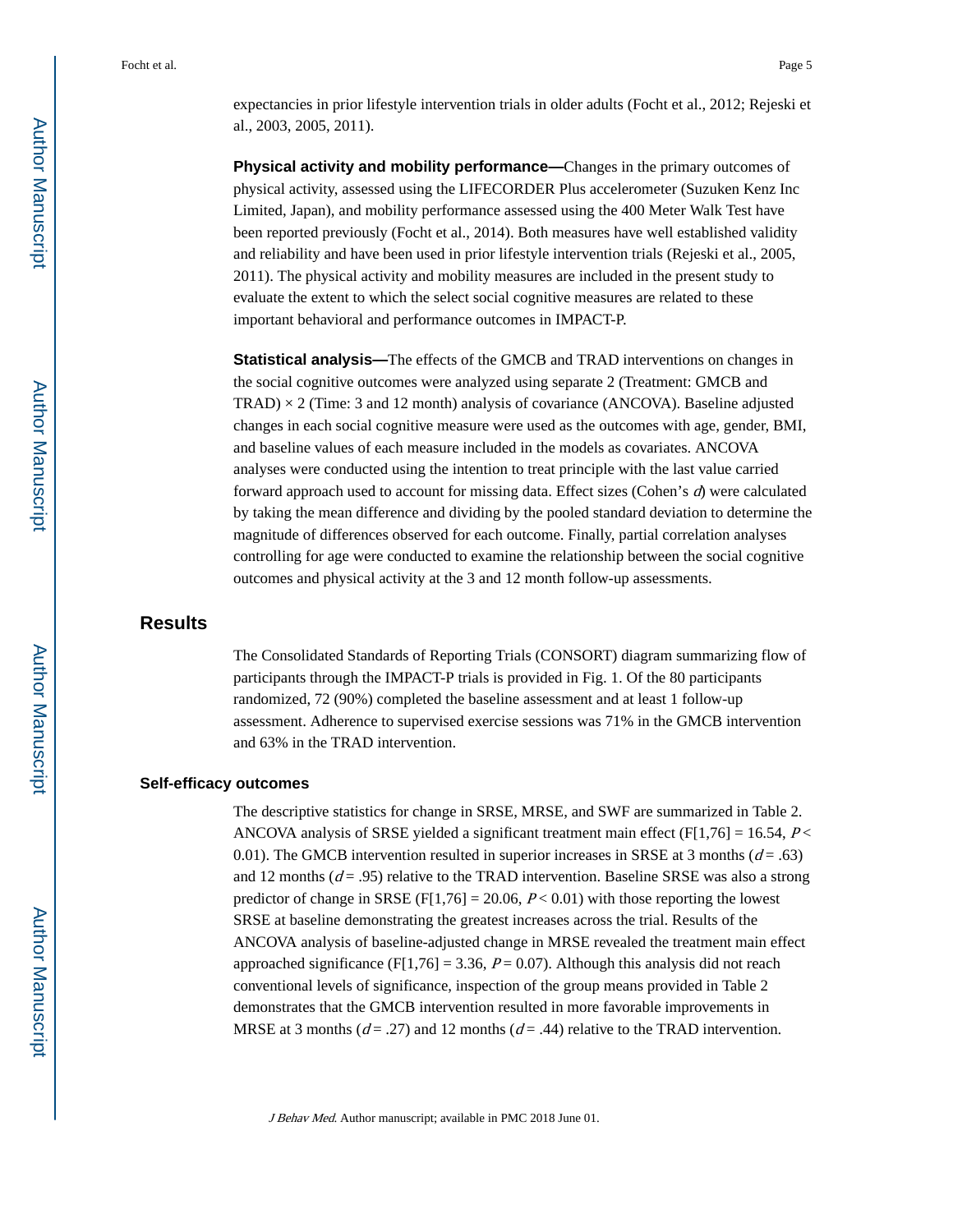expectancies in prior lifestyle intervention trials in older adults (Focht et al., 2012; Rejeski et al., 2003, 2005, 2011).

**Physical activity and mobility performance—**Changes in the primary outcomes of physical activity, assessed using the LIFECORDER Plus accelerometer (Suzuken Kenz Inc Limited, Japan), and mobility performance assessed using the 400 Meter Walk Test have been reported previously (Focht et al., 2014). Both measures have well established validity and reliability and have been used in prior lifestyle intervention trials (Rejeski et al., 2005, 2011). The physical activity and mobility measures are included in the present study to evaluate the extent to which the select social cognitive measures are related to these important behavioral and performance outcomes in IMPACT-P.

**Statistical analysis—**The effects of the GMCB and TRAD interventions on changes in the social cognitive outcomes were analyzed using separate 2 (Treatment: GMCB and TRAD) × 2 (Time: 3 and 12 month) analysis of covariance (ANCOVA). Baseline adjusted changes in each social cognitive measure were used as the outcomes with age, gender, BMI, and baseline values of each measure included in the models as covariates. ANCOVA analyses were conducted using the intention to treat principle with the last value carried forward approach used to account for missing data. Effect sizes (Cohen's $d$) were calculated by taking the mean difference and dividing by the pooled standard deviation to determine the magnitude of differences observed for each outcome. Finally, partial correlation analyses controlling for age were conducted to examine the relationship between the social cognitive outcomes and physical activity at the 3 and 12 month follow-up assessments.

## Results

The Consolidated Standards of Reporting Trials (CONSORT) diagram summarizing flow of participants through the IMPACT-P trials is provided in Fig. 1. Of the 80 participants randomized, 72 (90%) completed the baseline assessment and at least 1 follow-up assessment. Adherence to supervised exercise sessions was 71% in the GMCB intervention and 63% in the TRAD intervention.

### Self-efficacy outcomes

The descriptive statistics for change in SRSE, MRSE, and SWF are summarized in Table 2. ANCOVA analysis of SRSE yielded a significant treatment main effect ($F[1,76] = 16.54$, $P < 0.01$). The GMCB intervention resulted in superior increases in SRSE at 3 months ($d = .63$) and 12 months ($d = .95$) relative to the TRAD intervention. Baseline SRSE was also a strong predictor of change in SRSE ($F[1,76] = 20.06$, $P < 0.01$) with those reporting the lowest SRSE at baseline demonstrating the greatest increases across the trial. Results of the ANCOVA analysis of baseline-adjusted change in MRSE revealed the treatment main effect approached significance ($F[1,76] = 3.36$, $P = 0.07$). Although this analysis did not reach conventional levels of significance, inspection of the group means provided in Table 2 demonstrates that the GMCB intervention resulted in more favorable improvements in MRSE at 3 months ($d = .27$) and 12 months ($d = .44$) relative to the TRAD intervention.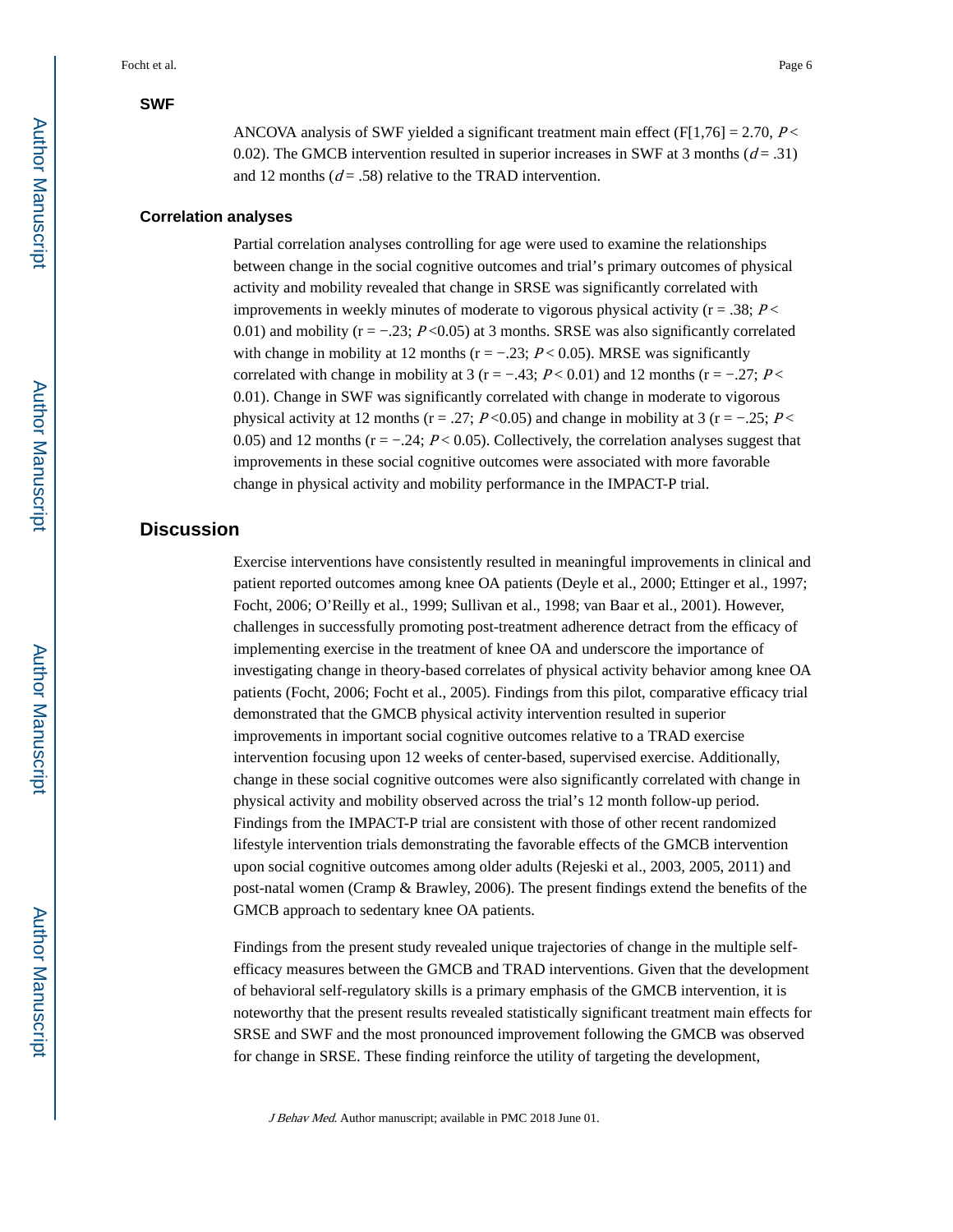### SWF

ANCOVA analysis of SWF yielded a significant treatment main effect ($F[1,76] = 2.70$, $P < 0.02$). The GMCB intervention resulted in superior increases in SWF at 3 months ($d = .31$) and 12 months ($d = .58$) relative to the TRAD intervention.

### Correlation analyses

Partial correlation analyses controlling for age were used to examine the relationships between change in the social cognitive outcomes and trial's primary outcomes of physical activity and mobility revealed that change in SRSE was significantly correlated with improvements in weekly minutes of moderate to vigorous physical activity ($r = .38$; $P < 0.01$) and mobility ($r = -.23$; $P < 0.05$) at 3 months. SRSE was also significantly correlated with change in mobility at 12 months ($r = -.23$; $P < 0.05$). MRSE was significantly correlated with change in mobility at 3 ($r = -.43$; $P < 0.01$) and 12 months ($r = -.27$; $P < 0.01$). Change in SWF was significantly correlated with change in moderate to vigorous physical activity at 12 months ($r = .27$; $P < 0.05$) and change in mobility at 3 ($r = -.25$; $P < 0.05$) and 12 months ($r = -.24$; $P < 0.05$). Collectively, the correlation analyses suggest that improvements in these social cognitive outcomes were associated with more favorable change in physical activity and mobility performance in the IMPACT-P trial.

## Discussion

Exercise interventions have consistently resulted in meaningful improvements in clinical and patient reported outcomes among knee OA patients (Deyle et al., 2000; Ettinger et al., 1997; Focht, 2006; O'Reilly et al., 1999; Sullivan et al., 1998; van Baar et al., 2001). However, challenges in successfully promoting post-treatment adherence detract from the efficacy of implementing exercise in the treatment of knee OA and underscore the importance of investigating change in theory-based correlates of physical activity behavior among knee OA patients (Focht, 2006; Focht et al., 2005). Findings from this pilot, comparative efficacy trial demonstrated that the GMCB physical activity intervention resulted in superior improvements in important social cognitive outcomes relative to a TRAD exercise intervention focusing upon 12 weeks of center-based, supervised exercise. Additionally, change in these social cognitive outcomes were also significantly correlated with change in physical activity and mobility observed across the trial's 12 month follow-up period. Findings from the IMPACT-P trial are consistent with those of other recent randomized lifestyle intervention trials demonstrating the favorable effects of the GMCB intervention upon social cognitive outcomes among older adults (Rejeski et al., 2003, 2005, 2011) and post-natal women (Cramp & Brawley, 2006). The present findings extend the benefits of the GMCB approach to sedentary knee OA patients.

Findings from the present study revealed unique trajectories of change in the multiple self-efficacy measures between the GMCB and TRAD interventions. Given that the development of behavioral self-regulatory skills is a primary emphasis of the GMCB intervention, it is noteworthy that the present results revealed statistically significant treatment main effects for SRSE and SWF and the most pronounced improvement following the GMCB was observed for change in SRSE. These finding reinforce the utility of targeting the development,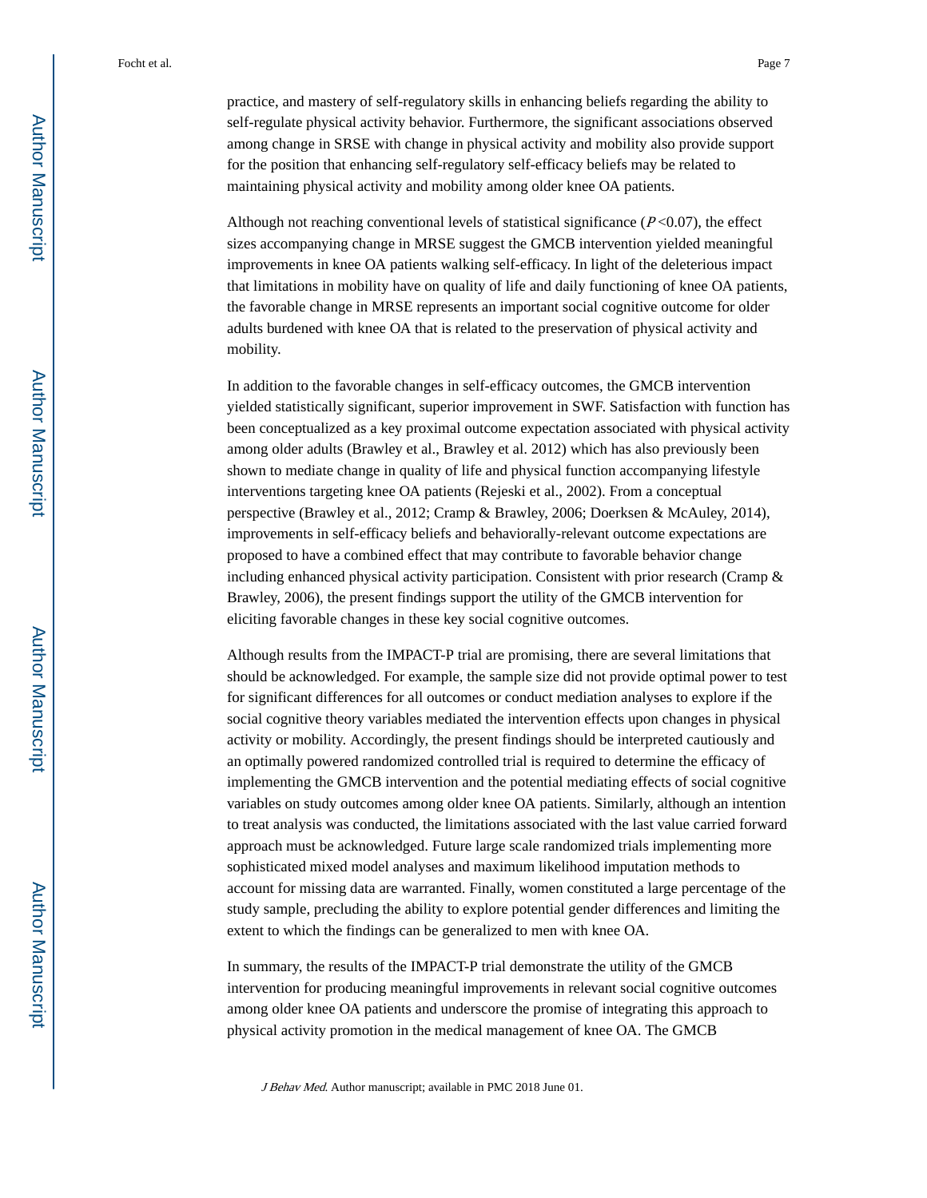practice, and mastery of self-regulatory skills in enhancing beliefs regarding the ability to self-regulate physical activity behavior. Furthermore, the significant associations observed among change in SRSE with change in physical activity and mobility also provide support for the position that enhancing self-regulatory self-efficacy beliefs may be related to maintaining physical activity and mobility among older knee OA patients.

Although not reaching conventional levels of statistical significance ($P < 0.07$), the effect sizes accompanying change in MRSE suggest the GMCB intervention yielded meaningful improvements in knee OA patients walking self-efficacy. In light of the deleterious impact that limitations in mobility have on quality of life and daily functioning of knee OA patients, the favorable change in MRSE represents an important social cognitive outcome for older adults burdened with knee OA that is related to the preservation of physical activity and mobility.

In addition to the favorable changes in self-efficacy outcomes, the GMCB intervention yielded statistically significant, superior improvement in SWF. Satisfaction with function has been conceptualized as a key proximal outcome expectation associated with physical activity among older adults (Brawley et al., Brawley et al. 2012) which has also previously been shown to mediate change in quality of life and physical function accompanying lifestyle interventions targeting knee OA patients (Rejeski et al., 2002). From a conceptual perspective (Brawley et al., 2012; Cramp & Brawley, 2006; Doerksen & McAuley, 2014), improvements in self-efficacy beliefs and behaviorally-relevant outcome expectations are proposed to have a combined effect that may contribute to favorable behavior change including enhanced physical activity participation. Consistent with prior research (Cramp & Brawley, 2006), the present findings support the utility of the GMCB intervention for eliciting favorable changes in these key social cognitive outcomes.

Although results from the IMPACT-P trial are promising, there are several limitations that should be acknowledged. For example, the sample size did not provide optimal power to test for significant differences for all outcomes or conduct mediation analyses to explore if the social cognitive theory variables mediated the intervention effects upon changes in physical activity or mobility. Accordingly, the present findings should be interpreted cautiously and an optimally powered randomized controlled trial is required to determine the efficacy of implementing the GMCB intervention and the potential mediating effects of social cognitive variables on study outcomes among older knee OA patients. Similarly, although an intention to treat analysis was conducted, the limitations associated with the last value carried forward approach must be acknowledged. Future large scale randomized trials implementing more sophisticated mixed model analyses and maximum likelihood imputation methods to account for missing data are warranted. Finally, women constituted a large percentage of the study sample, precluding the ability to explore potential gender differences and limiting the extent to which the findings can be generalized to men with knee OA.

In summary, the results of the IMPACT-P trial demonstrate the utility of the GMCB intervention for producing meaningful improvements in relevant social cognitive outcomes among older knee OA patients and underscore the promise of integrating this approach to physical activity promotion in the medical management of knee OA. The GMCB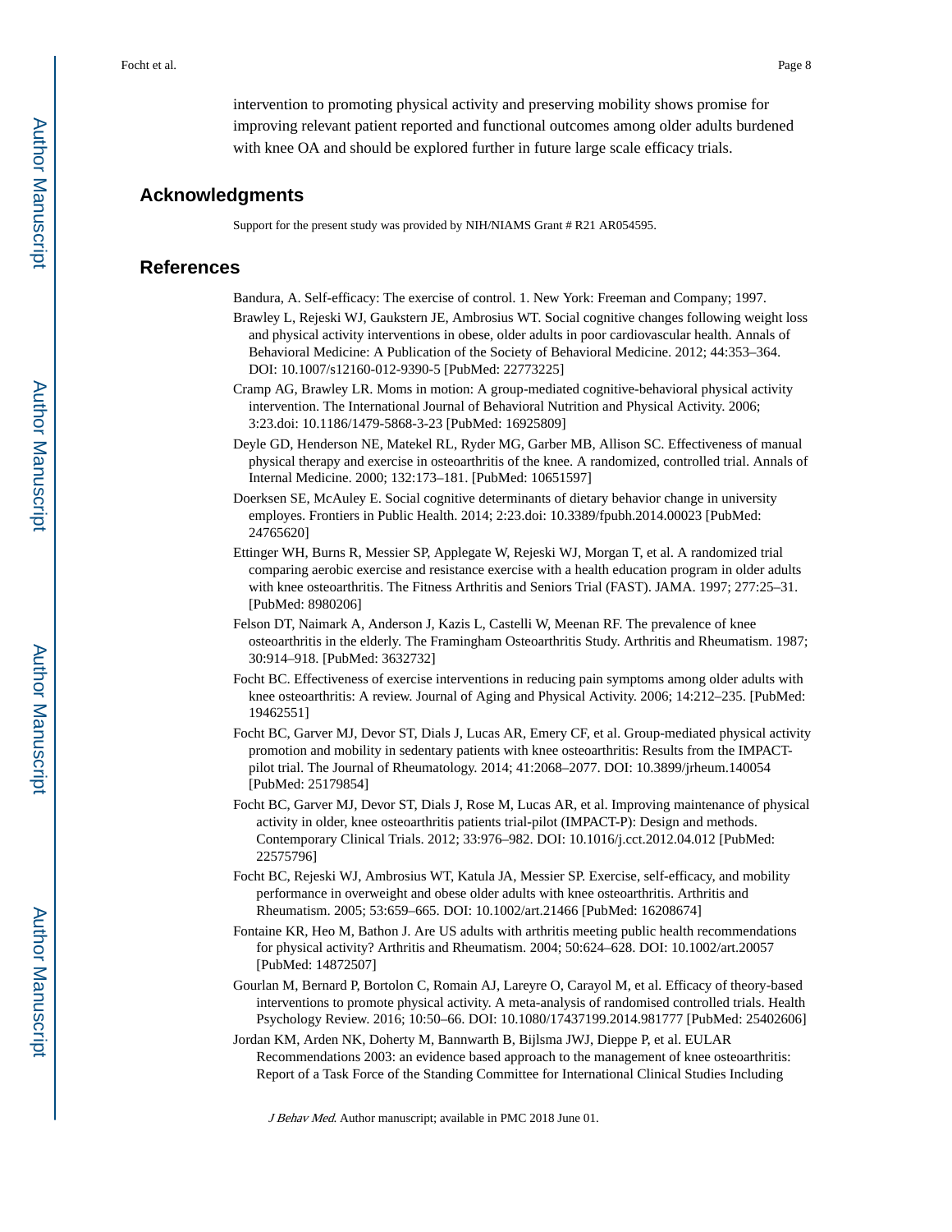intervention to promoting physical activity and preserving mobility shows promise for improving relevant patient reported and functional outcomes among older adults burdened with knee OA and should be explored further in future large scale efficacy trials.

## Acknowledgments

Support for the present study was provided by NIH/NIAMS Grant # R21 AR054595.

## References

Bandura, A. Self-efficacy: The exercise of control. 1. New York: Freeman and Company; 1997.

Brawley L, Rejeski WJ, Gaukstern JE, Ambrosius WT. Social cognitive changes following weight loss and physical activity interventions in obese, older adults in poor cardiovascular health. Annals of Behavioral Medicine: A Publication of the Society of Behavioral Medicine. 2012; 44:353–364. DOI: 10.1007/s12160-012-9390-5 [PubMed: 22773225]

Cramp AG, Brawley LR. Moms in motion: A group-mediated cognitive-behavioral physical activity intervention. The International Journal of Behavioral Nutrition and Physical Activity. 2006; 3:23.doi: 10.1186/1479-5868-3-23 [PubMed: 16925809]

Deyle GD, Henderson NE, Matekel RL, Ryder MG, Garber MB, Allison SC. Effectiveness of manual physical therapy and exercise in osteoarthritis of the knee. A randomized, controlled trial. Annals of Internal Medicine. 2000; 132:173–181. [PubMed: 10651597]

Doerksen SE, McAuley E. Social cognitive determinants of dietary behavior change in university employes. Frontiers in Public Health. 2014; 2:23.doi: 10.3389/fpubh.2014.00023 [PubMed: 24765620]

Ettinger WH, Burns R, Messier SP, Applegate W, Rejeski WJ, Morgan T, et al. A randomized trial comparing aerobic exercise and resistance exercise with a health education program in older adults with knee osteoarthritis. The Fitness Arthritis and Seniors Trial (FAST). JAMA. 1997; 277:25–31. [PubMed: 8980206]

Felson DT, Naimark A, Anderson J, Kazis L, Castelli W, Meenan RF. The prevalence of knee osteoarthritis in the elderly. The Framingham Osteoarthritis Study. Arthritis and Rheumatism. 1987; 30:914–918. [PubMed: 3632732]

Focht BC. Effectiveness of exercise interventions in reducing pain symptoms among older adults with knee osteoarthritis: A review. Journal of Aging and Physical Activity. 2006; 14:212–235. [PubMed: 19462551]

Focht BC, Garver MJ, Devor ST, Dials J, Lucas AR, Emery CF, et al. Group-mediated physical activity promotion and mobility in sedentary patients with knee osteoarthritis: Results from the IMPACT-pilot trial. The Journal of Rheumatology. 2014; 41:2068–2077. DOI: 10.3899/jrheum.140054 [PubMed: 25179854]

Focht BC, Garver MJ, Devor ST, Dials J, Rose M, Lucas AR, et al. Improving maintenance of physical activity in older, knee osteoarthritis patients trial-pilot (IMPACT-P): Design and methods. Contemporary Clinical Trials. 2012; 33:976–982. DOI: 10.1016/j.cct.2012.04.012 [PubMed: 22575796]

Focht BC, Rejeski WJ, Ambrosius WT, Katula JA, Messier SP. Exercise, self-efficacy, and mobility performance in overweight and obese older adults with knee osteoarthritis. Arthritis and Rheumatism. 2005; 53:659–665. DOI: 10.1002/art.21466 [PubMed: 16208674]

Fontaine KR, Heo M, Bathon J. Are US adults with arthritis meeting public health recommendations for physical activity? Arthritis and Rheumatism. 2004; 50:624–628. DOI: 10.1002/art.20057 [PubMed: 14872507]

Gourlan M, Bernard P, Bortolon C, Romain AJ, Lareyre O, Carayol M, et al. Efficacy of theory-based interventions to promote physical activity. A meta-analysis of randomised controlled trials. Health Psychology Review. 2016; 10:50–66. DOI: 10.1080/17437199.2014.981777 [PubMed: 25402606]

Jordan KM, Arden NK, Doherty M, Bannwarth B, Bijlsma JWJ, Dieppe P, et al. EULAR Recommendations 2003: an evidence based approach to the management of knee osteoarthritis: Report of a Task Force of the Standing Committee for International Clinical Studies Including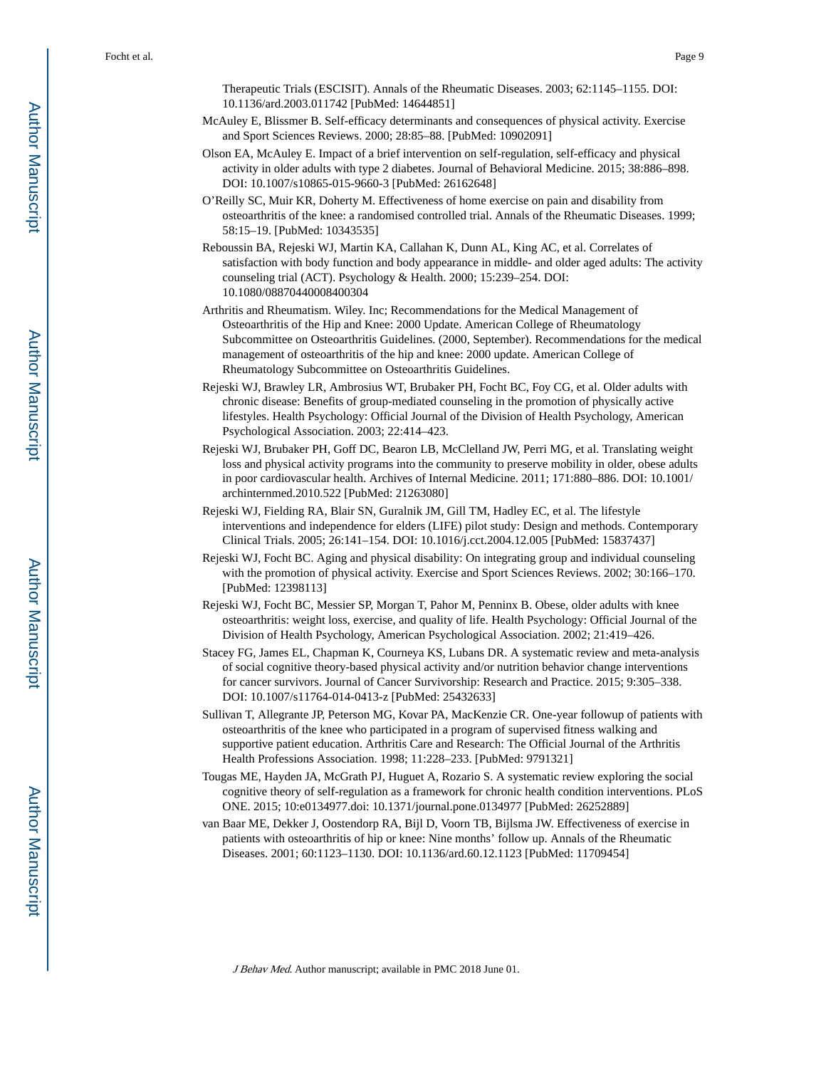Therapeutic Trials (ESCISIT). Annals of the Rheumatic Diseases. 2003; 62:1145–1155. DOI: 10.1136/ard.2003.011742 [PubMed: 14644851]

McAuley E, Blissmer B. Self-efficacy determinants and consequences of physical activity. Exercise and Sport Sciences Reviews. 2000; 28:85–88. [PubMed: 10902091]

Olson EA, McAuley E. Impact of a brief intervention on self-regulation, self-efficacy and physical activity in older adults with type 2 diabetes. Journal of Behavioral Medicine. 2015; 38:886–898. DOI: 10.1007/s10865-015-9660-3 [PubMed: 26162648]

O'Reilly SC, Muir KR, Doherty M. Effectiveness of home exercise on pain and disability from osteoarthritis of the knee: a randomised controlled trial. Annals of the Rheumatic Diseases. 1999; 58:15–19. [PubMed: 10343535]

Reboussin BA, Rejeski WJ, Martin KA, Callahan K, Dunn AL, King AC, et al. Correlates of satisfaction with body function and body appearance in middle- and older aged adults: The activity counseling trial (ACT). Psychology & Health. 2000; 15:239–254. DOI: 10.1080/08870440008400304

Arthritis and Rheumatism. Wiley. Inc; Recommendations for the Medical Management of Osteoarthritis of the Hip and Knee: 2000 Update. American College of Rheumatology Subcommittee on Osteoarthritis Guidelines. (2000, September). Recommendations for the medical management of osteoarthritis of the hip and knee: 2000 update. American College of Rheumatology Subcommittee on Osteoarthritis Guidelines.

Rejeski WJ, Brawley LR, Ambrosius WT, Brubaker PH, Focht BC, Foy CG, et al. Older adults with chronic disease: Benefits of group-mediated counseling in the promotion of physically active lifestyles. Health Psychology: Official Journal of the Division of Health Psychology, American Psychological Association. 2003; 22:414–423.

Rejeski WJ, Brubaker PH, Goff DC, Bearon LB, McClelland JW, Perri MG, et al. Translating weight loss and physical activity programs into the community to preserve mobility in older, obese adults in poor cardiovascular health. Archives of Internal Medicine. 2011; 171:880–886. DOI: 10.1001/archinternmed.2010.522 [PubMed: 21263080]

Rejeski WJ, Fielding RA, Blair SN, Guralnik JM, Gill TM, Hadley EC, et al. The lifestyle interventions and independence for elders (LIFE) pilot study: Design and methods. Contemporary Clinical Trials. 2005; 26:141–154. DOI: 10.1016/j.cct.2004.12.005 [PubMed: 15837437]

Rejeski WJ, Focht BC. Aging and physical disability: On integrating group and individual counseling with the promotion of physical activity. Exercise and Sport Sciences Reviews. 2002; 30:166–170. [PubMed: 12398113]

Rejeski WJ, Focht BC, Messier SP, Morgan T, Pahor M, Penninx B. Obese, older adults with knee osteoarthritis: weight loss, exercise, and quality of life. Health Psychology: Official Journal of the Division of Health Psychology, American Psychological Association. 2002; 21:419–426.

Stacey FG, James EL, Chapman K, Courneya KS, Lubans DR. A systematic review and meta-analysis of social cognitive theory-based physical activity and/or nutrition behavior change interventions for cancer survivors. Journal of Cancer Survivorship: Research and Practice. 2015; 9:305–338. DOI: 10.1007/s11764-014-0413-z [PubMed: 25432633]

Sullivan T, Allegrante JP, Peterson MG, Kovar PA, MacKenzie CR. One-year followup of patients with osteoarthritis of the knee who participated in a program of supervised fitness walking and supportive patient education. Arthritis Care and Research: The Official Journal of the Arthritis Health Professions Association. 1998; 11:228–233. [PubMed: 9791321]

Tougas ME, Hayden JA, McGrath PJ, Huguet A, Rozario S. A systematic review exploring the social cognitive theory of self-regulation as a framework for chronic health condition interventions. PLoS ONE. 2015; 10:e0134977.doi: 10.1371/journal.pone.0134977 [PubMed: 26252889]

van Baar ME, Dekker J, Oostendorp RA, Bijl D, Voorn TB, Bijlsma JW. Effectiveness of exercise in patients with osteoarthritis of hip or knee: Nine months' follow up. Annals of the Rheumatic Diseases. 2001; 60:1123–1130. DOI: 10.1136/ard.60.12.1123 [PubMed: 11709454]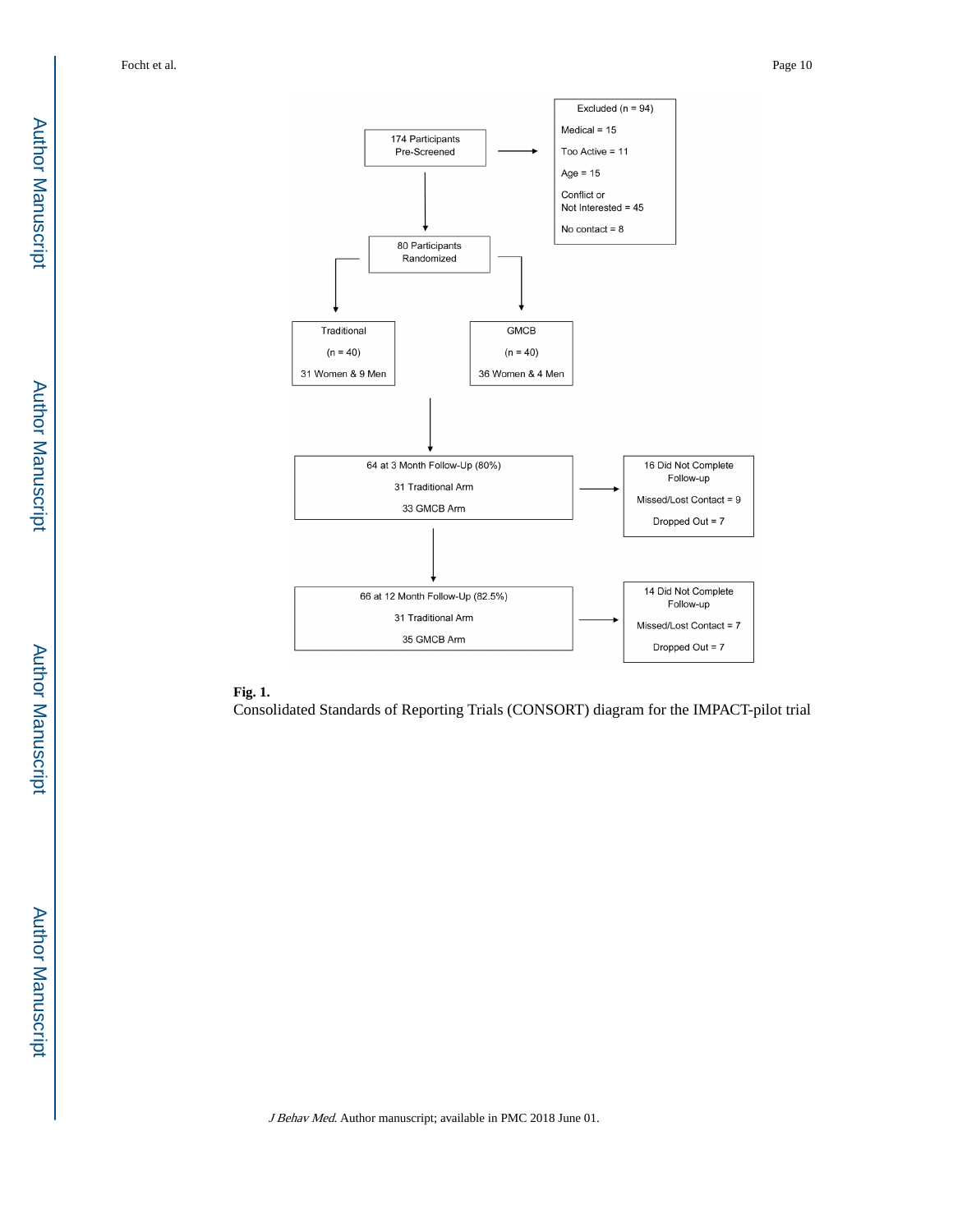174 Participants Pre-Screened

Excluded (n = 94)

Medical = 15

Too Active = 11

Age = 15

Conflict or Not Interested = 45

No contact = 8

80 Participants Randomized

Traditional (n = 40) 31 Women & 9 Men

GMCB (n = 40) 36 Women & 4 Men

64 at 3 Month Follow-Up (80%)

31 Traditional Arm

33 GMCB Arm

16 Did Not Complete Follow-up

Missed/Lost Contact = 9

Dropped Out = 7

66 at 12 Month Follow-Up (82.5%)

31 Traditional Arm

35 GMCB Arm

14 Did Not Complete Follow-up

Missed/Lost Contact = 7

Dropped Out = 7

**Fig. 1.**

Consolidated Standards of Reporting Trials (CONSORT) diagram for the IMPACT-pilot trial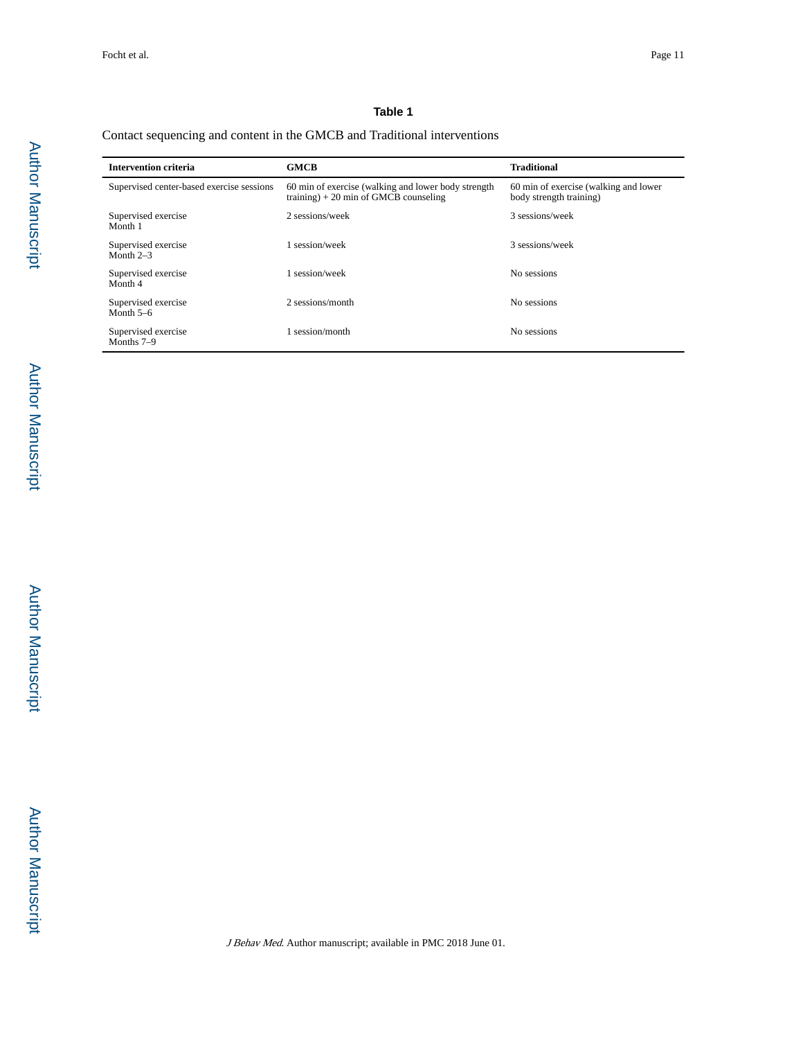**Table 1**

Contact sequencing and content in the GMCB and Traditional interventions

| Intervention criteria | GMCB | Traditional |
|---|---|---|
| Supervised center-based exercise sessions | 60 min of exercise (walking and lower body strength training) + 20 min of GMCB counseling | 60 min of exercise (walking and lower body strength training) |
| Supervised exercise Month 1 | 2 sessions/week | 3 sessions/week |
| Supervised exercise Month 2–3 | 1 session/week | 3 sessions/week |
| Supervised exercise Month 4 | 1 session/week | No sessions |
| Supervised exercise Month 5–6 | 2 sessions/month | No sessions |
| Supervised exercise Months 7–9 | 1 session/month | No sessions |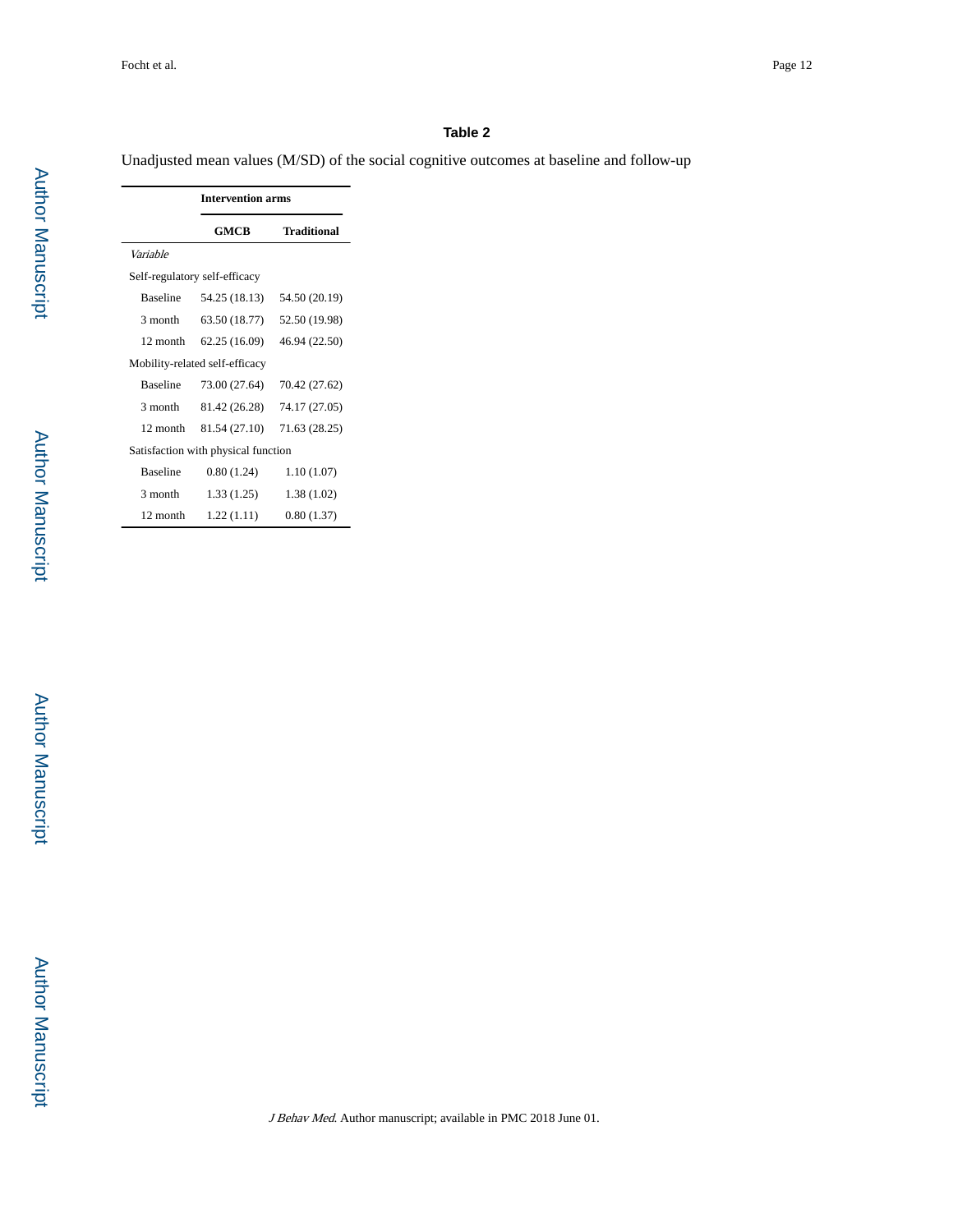**Table 2**

Unadjusted mean values (M/SD) of the social cognitive outcomes at baseline and follow-up

| | Intervention arms | |
|---|---|---|
| | **GMCB** | **Traditional** |
| *Variable* | | |
| Self-regulatory self-efficacy | | |
| Baseline | 54.25 (18.13) | 54.50 (20.19) |
| 3 month | 63.50 (18.77) | 52.50 (19.98) |
| 12 month | 62.25 (16.09) | 46.94 (22.50) |
| Mobility-related self-efficacy | | |
| Baseline | 73.00 (27.64) | 70.42 (27.62) |
| 3 month | 81.42 (26.28) | 74.17 (27.05) |
| 12 month | 81.54 (27.10) | 71.63 (28.25) |
| Satisfaction with physical function | | |
| Baseline | 0.80 (1.24) | 1.10 (1.07) |
| 3 month | 1.33 (1.25) | 1.38 (1.02) |
| 12 month | 1.22 (1.11) | 0.80 (1.37) |